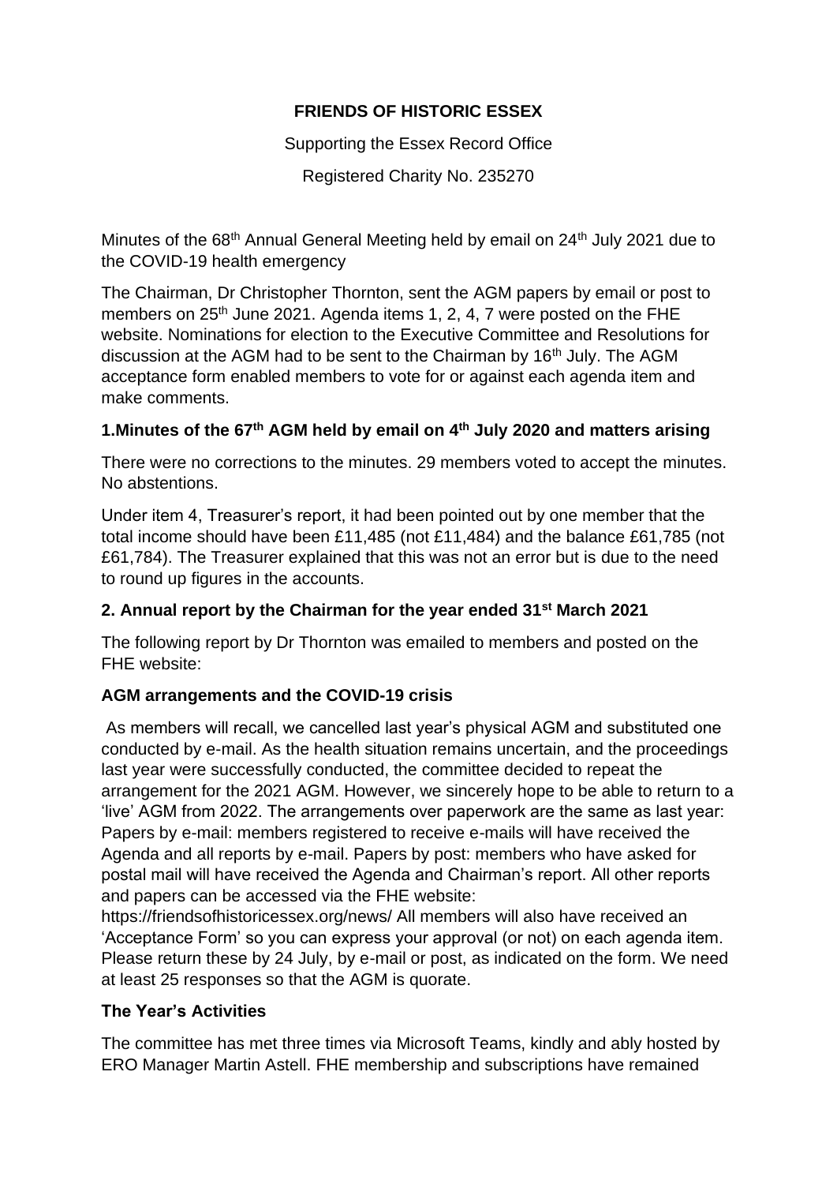**FRIENDS OF HISTORIC ESSEX**

Supporting the Essex Record Office

Registered Charity No. 235270

Minutes of the 68th Annual General Meeting held by email on 24th July 2021 due to the COVID-19 health emergency

The Chairman, Dr Christopher Thornton, sent the AGM papers by email or post to members on 25th June 2021. Agenda items 1, 2, 4, 7 were posted on the FHE website. Nominations for election to the Executive Committee and Resolutions for discussion at the AGM had to be sent to the Chairman by 16th July. The AGM acceptance form enabled members to vote for or against each agenda item and make comments.

### 1.Minutes of the 67th AGM held by email on 4th July 2020 and matters arising

There were no corrections to the minutes. 29 members voted to accept the minutes. No abstentions.

Under item 4, Treasurer's report, it had been pointed out by one member that the total income should have been £11,485 (not £11,484) and the balance £61,785 (not £61,784). The Treasurer explained that this was not an error but is due to the need to round up figures in the accounts.

### 2. Annual report by the Chairman for the year ended 31st March 2021

The following report by Dr Thornton was emailed to members and posted on the FHE website:

**AGM arrangements and the COVID-19 crisis**

As members will recall, we cancelled last year's physical AGM and substituted one conducted by e-mail. As the health situation remains uncertain, and the proceedings last year were successfully conducted, the committee decided to repeat the arrangement for the 2021 AGM. However, we sincerely hope to be able to return to a 'live' AGM from 2022. The arrangements over paperwork are the same as last year: Papers by e-mail: members registered to receive e-mails will have received the Agenda and all reports by e-mail. Papers by post: members who have asked for postal mail will have received the Agenda and Chairman's report. All other reports and papers can be accessed via the FHE website: https://friendsofhistoricessex.org/news/ All members will also have received an 'Acceptance Form' so you can express your approval (or not) on each agenda item. Please return these by 24 July, by e-mail or post, as indicated on the form. We need at least 25 responses so that the AGM is quorate.

**The Year's Activities**

The committee has met three times via Microsoft Teams, kindly and ably hosted by ERO Manager Martin Astell. FHE membership and subscriptions have remained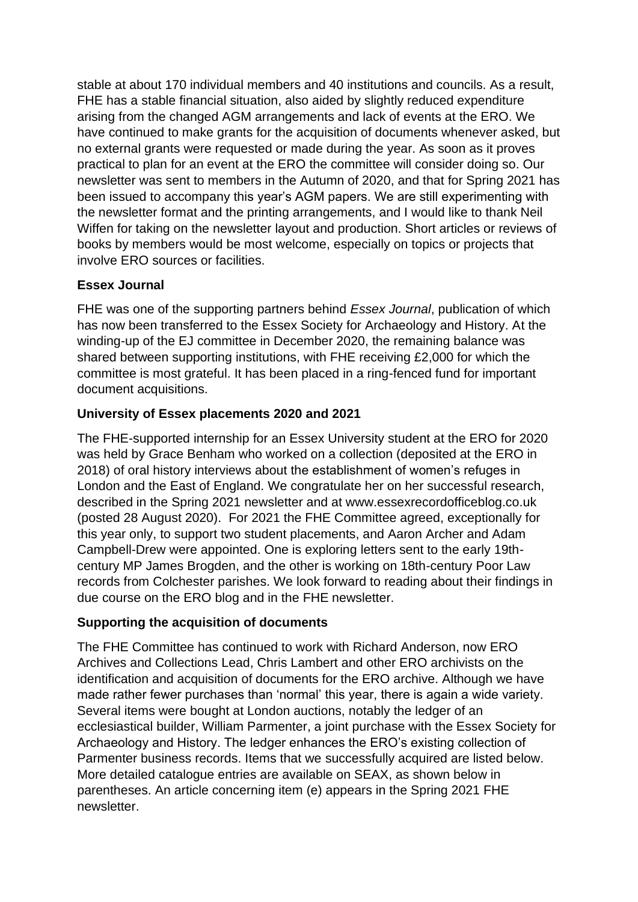stable at about 170 individual members and 40 institutions and councils. As a result, FHE has a stable financial situation, also aided by slightly reduced expenditure arising from the changed AGM arrangements and lack of events at the ERO. We have continued to make grants for the acquisition of documents whenever asked, but no external grants were requested or made during the year. As soon as it proves practical to plan for an event at the ERO the committee will consider doing so. Our newsletter was sent to members in the Autumn of 2020, and that for Spring 2021 has been issued to accompany this year's AGM papers. We are still experimenting with the newsletter format and the printing arrangements, and I would like to thank Neil Wiffen for taking on the newsletter layout and production. Short articles or reviews of books by members would be most welcome, especially on topics or projects that involve ERO sources or facilities.

**Essex Journal**

FHE was one of the supporting partners behind *Essex Journal*, publication of which has now been transferred to the Essex Society for Archaeology and History. At the winding-up of the EJ committee in December 2020, the remaining balance was shared between supporting institutions, with FHE receiving £2,000 for which the committee is most grateful. It has been placed in a ring-fenced fund for important document acquisitions.

**University of Essex placements 2020 and 2021**

The FHE-supported internship for an Essex University student at the ERO for 2020 was held by Grace Benham who worked on a collection (deposited at the ERO in 2018) of oral history interviews about the establishment of women's refuges in London and the East of England. We congratulate her on her successful research, described in the Spring 2021 newsletter and at www.essexrecordofficeblog.co.uk (posted 28 August 2020). For 2021 the FHE Committee agreed, exceptionally for this year only, to support two student placements, and Aaron Archer and Adam Campbell-Drew were appointed. One is exploring letters sent to the early 19th-century MP James Brogden, and the other is working on 18th-century Poor Law records from Colchester parishes. We look forward to reading about their findings in due course on the ERO blog and in the FHE newsletter.

**Supporting the acquisition of documents**

The FHE Committee has continued to work with Richard Anderson, now ERO Archives and Collections Lead, Chris Lambert and other ERO archivists on the identification and acquisition of documents for the ERO archive. Although we have made rather fewer purchases than 'normal' this year, there is again a wide variety. Several items were bought at London auctions, notably the ledger of an ecclesiastical builder, William Parmenter, a joint purchase with the Essex Society for Archaeology and History. The ledger enhances the ERO's existing collection of Parmenter business records. Items that we successfully acquired are listed below. More detailed catalogue entries are available on SEAX, as shown below in parentheses. An article concerning item (e) appears in the Spring 2021 FHE newsletter.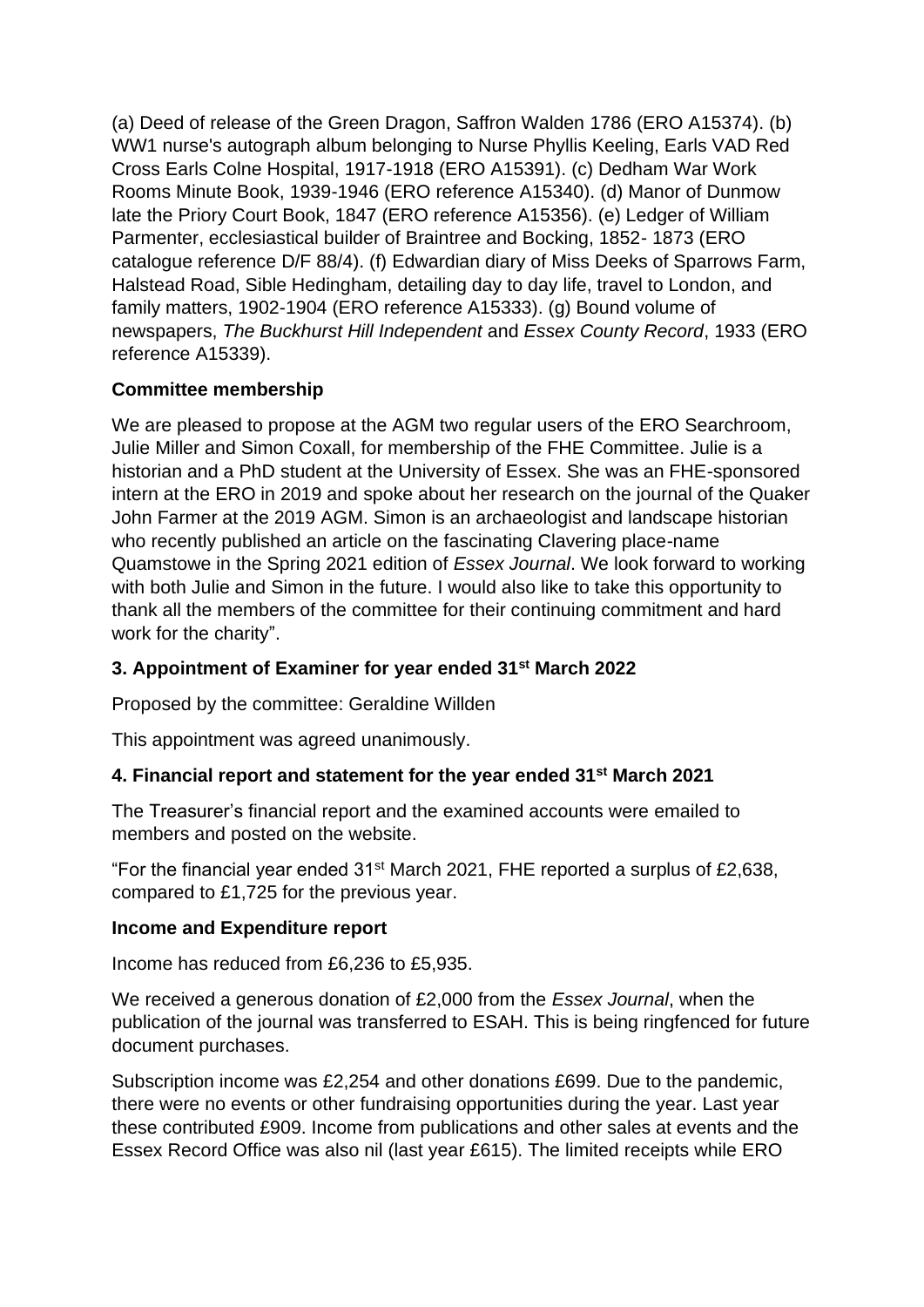(a) Deed of release of the Green Dragon, Saffron Walden 1786 (ERO A15374). (b) WW1 nurse's autograph album belonging to Nurse Phyllis Keeling, Earls VAD Red Cross Earls Colne Hospital, 1917-1918 (ERO A15391). (c) Dedham War Work Rooms Minute Book, 1939-1946 (ERO reference A15340). (d) Manor of Dunmow late the Priory Court Book, 1847 (ERO reference A15356). (e) Ledger of William Parmenter, ecclesiastical builder of Braintree and Bocking, 1852- 1873 (ERO catalogue reference D/F 88/4). (f) Edwardian diary of Miss Deeks of Sparrows Farm, Halstead Road, Sible Hedingham, detailing day to day life, travel to London, and family matters, 1902-1904 (ERO reference A15333). (g) Bound volume of newspapers, *The Buckhurst Hill Independent* and *Essex County Record*, 1933 (ERO reference A15339).

**Committee membership**

We are pleased to propose at the AGM two regular users of the ERO Searchroom, Julie Miller and Simon Coxall, for membership of the FHE Committee. Julie is a historian and a PhD student at the University of Essex. She was an FHE-sponsored intern at the ERO in 2019 and spoke about her research on the journal of the Quaker John Farmer at the 2019 AGM. Simon is an archaeologist and landscape historian who recently published an article on the fascinating Clavering place-name Quamstowe in the Spring 2021 edition of *Essex Journal*. We look forward to working with both Julie and Simon in the future. I would also like to take this opportunity to thank all the members of the committee for their continuing commitment and hard work for the charity".

### 3. Appointment of Examiner for year ended 31st March 2022

Proposed by the committee: Geraldine Willden

This appointment was agreed unanimously.

### 4. Financial report and statement for the year ended 31st March 2021

The Treasurer's financial report and the examined accounts were emailed to members and posted on the website.

"For the financial year ended 31st March 2021, FHE reported a surplus of £2,638, compared to £1,725 for the previous year.

**Income and Expenditure report**

Income has reduced from £6,236 to £5,935.

We received a generous donation of £2,000 from the *Essex Journal*, when the publication of the journal was transferred to ESAH. This is being ringfenced for future document purchases.

Subscription income was £2,254 and other donations £699. Due to the pandemic, there were no events or other fundraising opportunities during the year. Last year these contributed £909. Income from publications and other sales at events and the Essex Record Office was also nil (last year £615). The limited receipts while ERO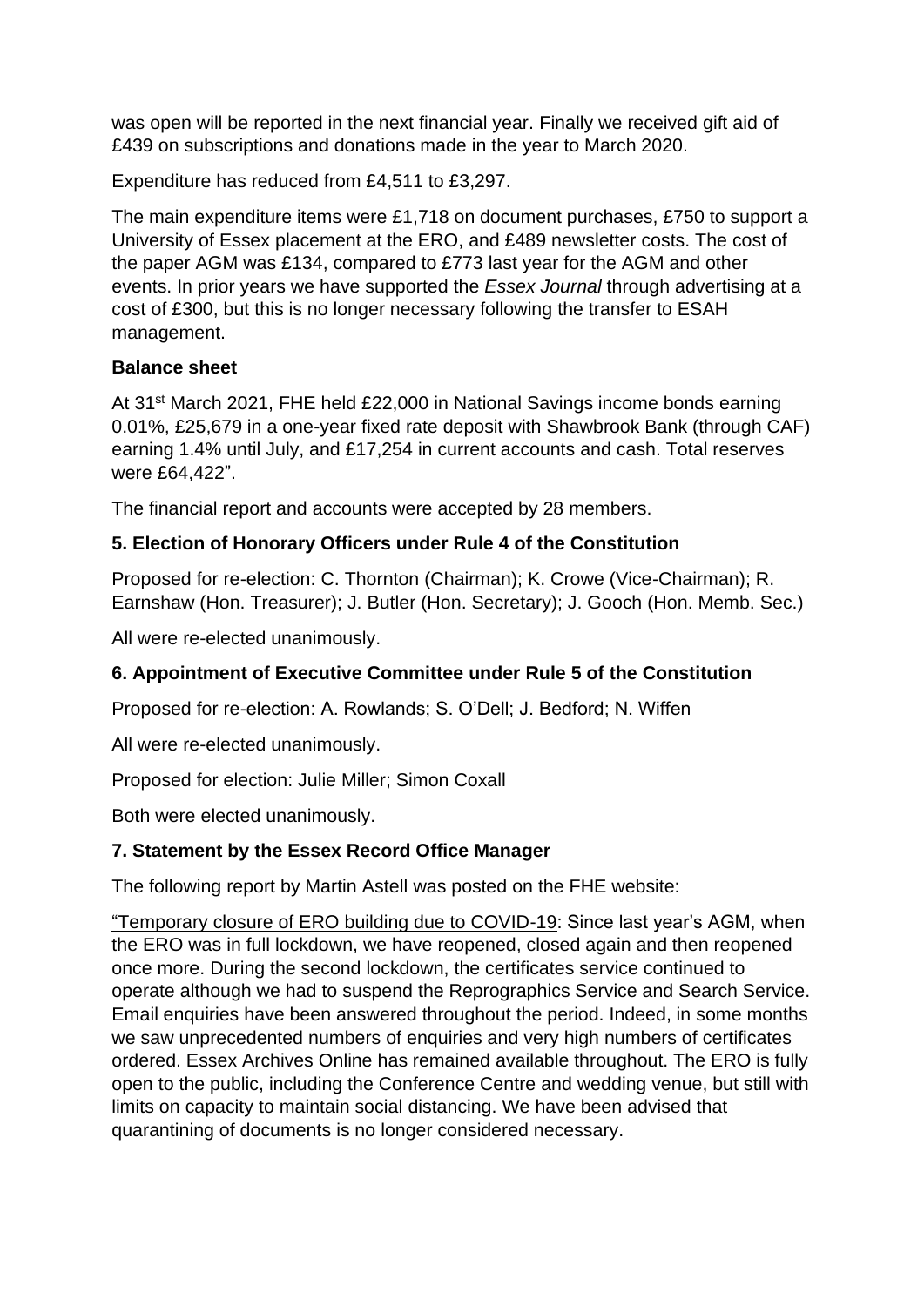was open will be reported in the next financial year. Finally we received gift aid of £439 on subscriptions and donations made in the year to March 2020.

Expenditure has reduced from £4,511 to £3,297.

The main expenditure items were £1,718 on document purchases, £750 to support a University of Essex placement at the ERO, and £489 newsletter costs. The cost of the paper AGM was £134, compared to £773 last year for the AGM and other events. In prior years we have supported the *Essex Journal* through advertising at a cost of £300, but this is no longer necessary following the transfer to ESAH management.

**Balance sheet**

At 31st March 2021, FHE held £22,000 in National Savings income bonds earning 0.01%, £25,679 in a one-year fixed rate deposit with Shawbrook Bank (through CAF) earning 1.4% until July, and £17,254 in current accounts and cash. Total reserves were £64,422".

The financial report and accounts were accepted by 28 members.

### 5. Election of Honorary Officers under Rule 4 of the Constitution

Proposed for re-election: C. Thornton (Chairman); K. Crowe (Vice-Chairman); R. Earnshaw (Hon. Treasurer); J. Butler (Hon. Secretary); J. Gooch (Hon. Memb. Sec.)

All were re-elected unanimously.

### 6. Appointment of Executive Committee under Rule 5 of the Constitution

Proposed for re-election: A. Rowlands; S. O'Dell; J. Bedford; N. Wiffen

All were re-elected unanimously.

Proposed for election: Julie Miller; Simon Coxall

Both were elected unanimously.

### 7. Statement by the Essex Record Office Manager

The following report by Martin Astell was posted on the FHE website:

"Temporary closure of ERO building due to COVID-19: Since last year's AGM, when the ERO was in full lockdown, we have reopened, closed again and then reopened once more. During the second lockdown, the certificates service continued to operate although we had to suspend the Reprographics Service and Search Service. Email enquiries have been answered throughout the period. Indeed, in some months we saw unprecedented numbers of enquiries and very high numbers of certificates ordered. Essex Archives Online has remained available throughout. The ERO is fully open to the public, including the Conference Centre and wedding venue, but still with limits on capacity to maintain social distancing. We have been advised that quarantining of documents is no longer considered necessary.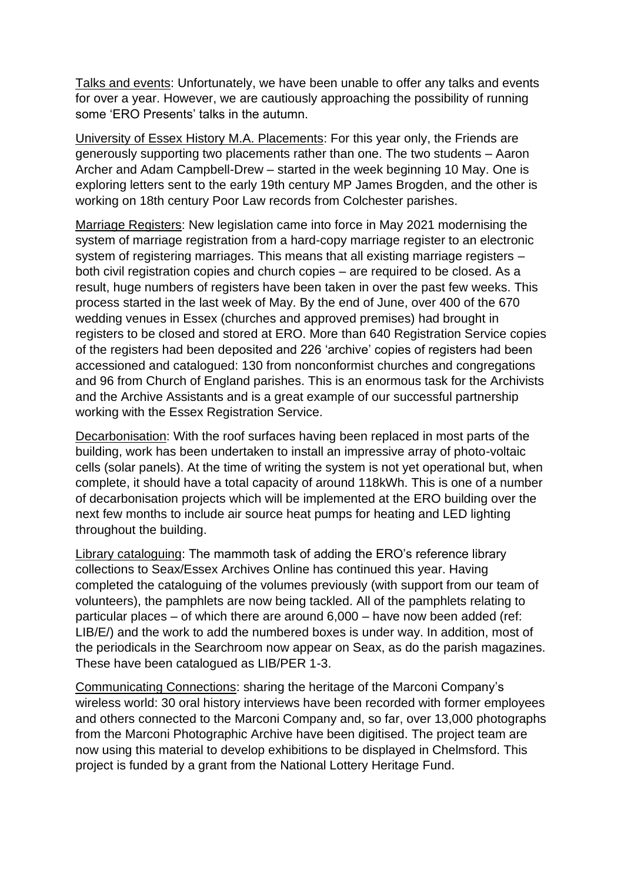Talks and events: Unfortunately, we have been unable to offer any talks and events for over a year. However, we are cautiously approaching the possibility of running some 'ERO Presents' talks in the autumn.

University of Essex History M.A. Placements: For this year only, the Friends are generously supporting two placements rather than one. The two students – Aaron Archer and Adam Campbell-Drew – started in the week beginning 10 May. One is exploring letters sent to the early 19th century MP James Brogden, and the other is working on 18th century Poor Law records from Colchester parishes.

Marriage Registers: New legislation came into force in May 2021 modernising the system of marriage registration from a hard-copy marriage register to an electronic system of registering marriages. This means that all existing marriage registers – both civil registration copies and church copies – are required to be closed. As a result, huge numbers of registers have been taken in over the past few weeks. This process started in the last week of May. By the end of June, over 400 of the 670 wedding venues in Essex (churches and approved premises) had brought in registers to be closed and stored at ERO. More than 640 Registration Service copies of the registers had been deposited and 226 'archive' copies of registers had been accessioned and catalogued: 130 from nonconformist churches and congregations and 96 from Church of England parishes. This is an enormous task for the Archivists and the Archive Assistants and is a great example of our successful partnership working with the Essex Registration Service.

Decarbonisation: With the roof surfaces having been replaced in most parts of the building, work has been undertaken to install an impressive array of photo-voltaic cells (solar panels). At the time of writing the system is not yet operational but, when complete, it should have a total capacity of around 118kWh. This is one of a number of decarbonisation projects which will be implemented at the ERO building over the next few months to include air source heat pumps for heating and LED lighting throughout the building.

Library cataloguing: The mammoth task of adding the ERO's reference library collections to Seax/Essex Archives Online has continued this year. Having completed the cataloguing of the volumes previously (with support from our team of volunteers), the pamphlets are now being tackled. All of the pamphlets relating to particular places – of which there are around 6,000 – have now been added (ref: LIB/E/) and the work to add the numbered boxes is under way. In addition, most of the periodicals in the Searchroom now appear on Seax, as do the parish magazines. These have been catalogued as LIB/PER 1-3.

Communicating Connections: sharing the heritage of the Marconi Company's wireless world: 30 oral history interviews have been recorded with former employees and others connected to the Marconi Company and, so far, over 13,000 photographs from the Marconi Photographic Archive have been digitised. The project team are now using this material to develop exhibitions to be displayed in Chelmsford. This project is funded by a grant from the National Lottery Heritage Fund.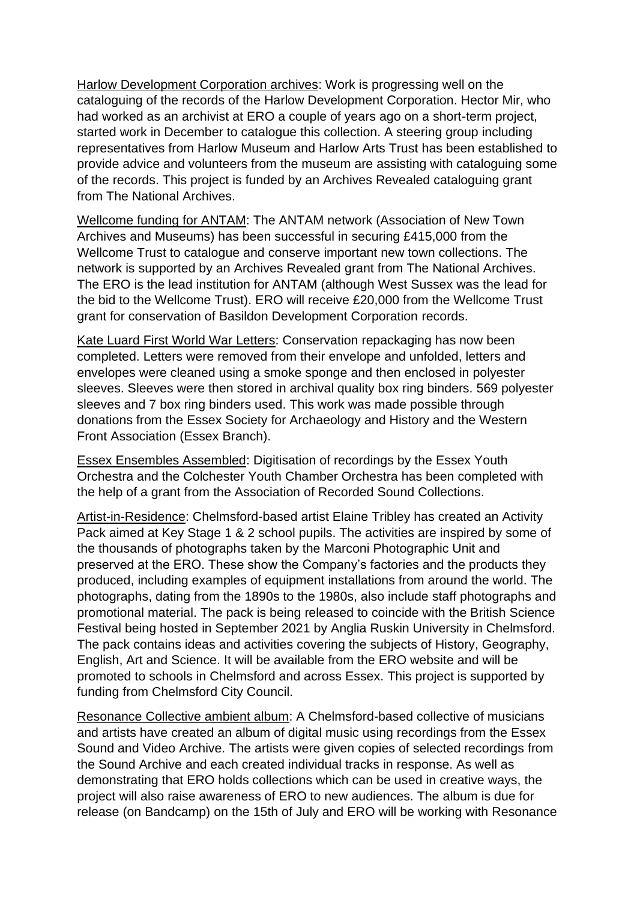Harlow Development Corporation archives: Work is progressing well on the cataloguing of the records of the Harlow Development Corporation. Hector Mir, who had worked as an archivist at ERO a couple of years ago on a short-term project, started work in December to catalogue this collection. A steering group including representatives from Harlow Museum and Harlow Arts Trust has been established to provide advice and volunteers from the museum are assisting with cataloguing some of the records. This project is funded by an Archives Revealed cataloguing grant from The National Archives.

Wellcome funding for ANTAM: The ANTAM network (Association of New Town Archives and Museums) has been successful in securing £415,000 from the Wellcome Trust to catalogue and conserve important new town collections. The network is supported by an Archives Revealed grant from The National Archives. The ERO is the lead institution for ANTAM (although West Sussex was the lead for the bid to the Wellcome Trust). ERO will receive £20,000 from the Wellcome Trust grant for conservation of Basildon Development Corporation records.

Kate Luard First World War Letters: Conservation repackaging has now been completed. Letters were removed from their envelope and unfolded, letters and envelopes were cleaned using a smoke sponge and then enclosed in polyester sleeves. Sleeves were then stored in archival quality box ring binders. 569 polyester sleeves and 7 box ring binders used. This work was made possible through donations from the Essex Society for Archaeology and History and the Western Front Association (Essex Branch).

Essex Ensembles Assembled: Digitisation of recordings by the Essex Youth Orchestra and the Colchester Youth Chamber Orchestra has been completed with the help of a grant from the Association of Recorded Sound Collections.

Artist-in-Residence: Chelmsford-based artist Elaine Tribley has created an Activity Pack aimed at Key Stage 1 & 2 school pupils. The activities are inspired by some of the thousands of photographs taken by the Marconi Photographic Unit and preserved at the ERO. These show the Company's factories and the products they produced, including examples of equipment installations from around the world. The photographs, dating from the 1890s to the 1980s, also include staff photographs and promotional material. The pack is being released to coincide with the British Science Festival being hosted in September 2021 by Anglia Ruskin University in Chelmsford. The pack contains ideas and activities covering the subjects of History, Geography, English, Art and Science. It will be available from the ERO website and will be promoted to schools in Chelmsford and across Essex. This project is supported by funding from Chelmsford City Council.

Resonance Collective ambient album: A Chelmsford-based collective of musicians and artists have created an album of digital music using recordings from the Essex Sound and Video Archive. The artists were given copies of selected recordings from the Sound Archive and each created individual tracks in response. As well as demonstrating that ERO holds collections which can be used in creative ways, the project will also raise awareness of ERO to new audiences. The album is due for release (on Bandcamp) on the 15th of July and ERO will be working with Resonance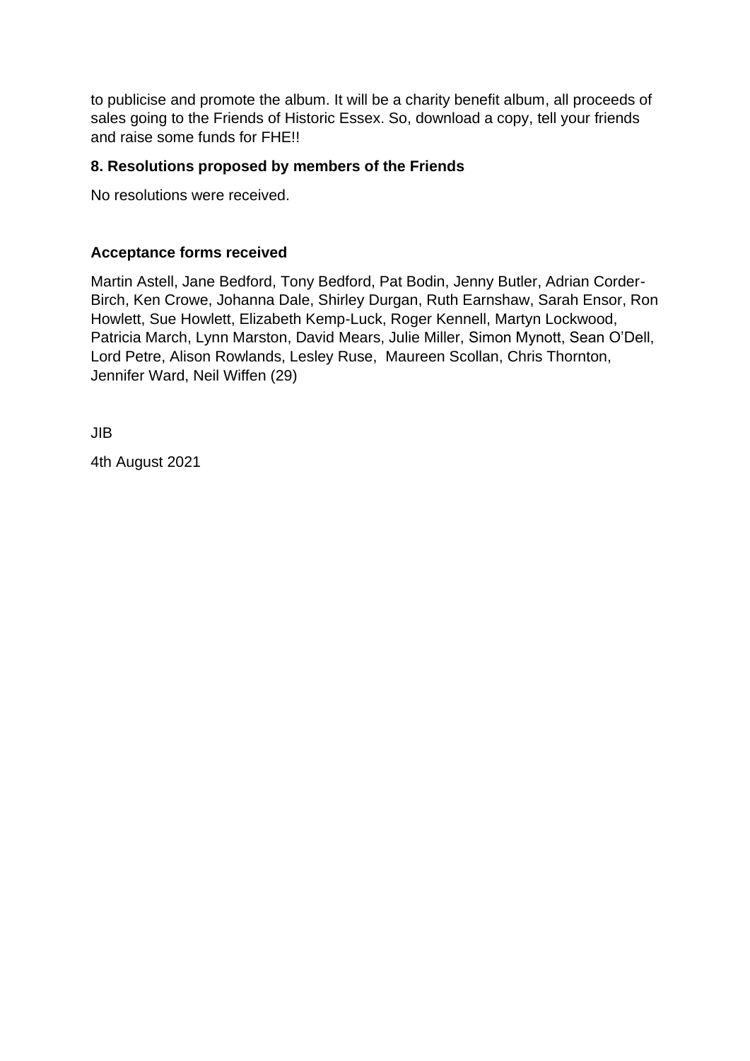to publicise and promote the album. It will be a charity benefit album, all proceeds of sales going to the Friends of Historic Essex. So, download a copy, tell your friends and raise some funds for FHE!!

### 8. Resolutions proposed by members of the Friends

No resolutions were received.

### Acceptance forms received

Martin Astell, Jane Bedford, Tony Bedford, Pat Bodin, Jenny Butler, Adrian Corder-Birch, Ken Crowe, Johanna Dale, Shirley Durgan, Ruth Earnshaw, Sarah Ensor, Ron Howlett, Sue Howlett, Elizabeth Kemp-Luck, Roger Kennell, Martyn Lockwood, Patricia March, Lynn Marston, David Mears, Julie Miller, Simon Mynott, Sean O'Dell, Lord Petre, Alison Rowlands, Lesley Ruse, Maureen Scollan, Chris Thornton, Jennifer Ward, Neil Wiffen (29)

JIB

4th August 2021